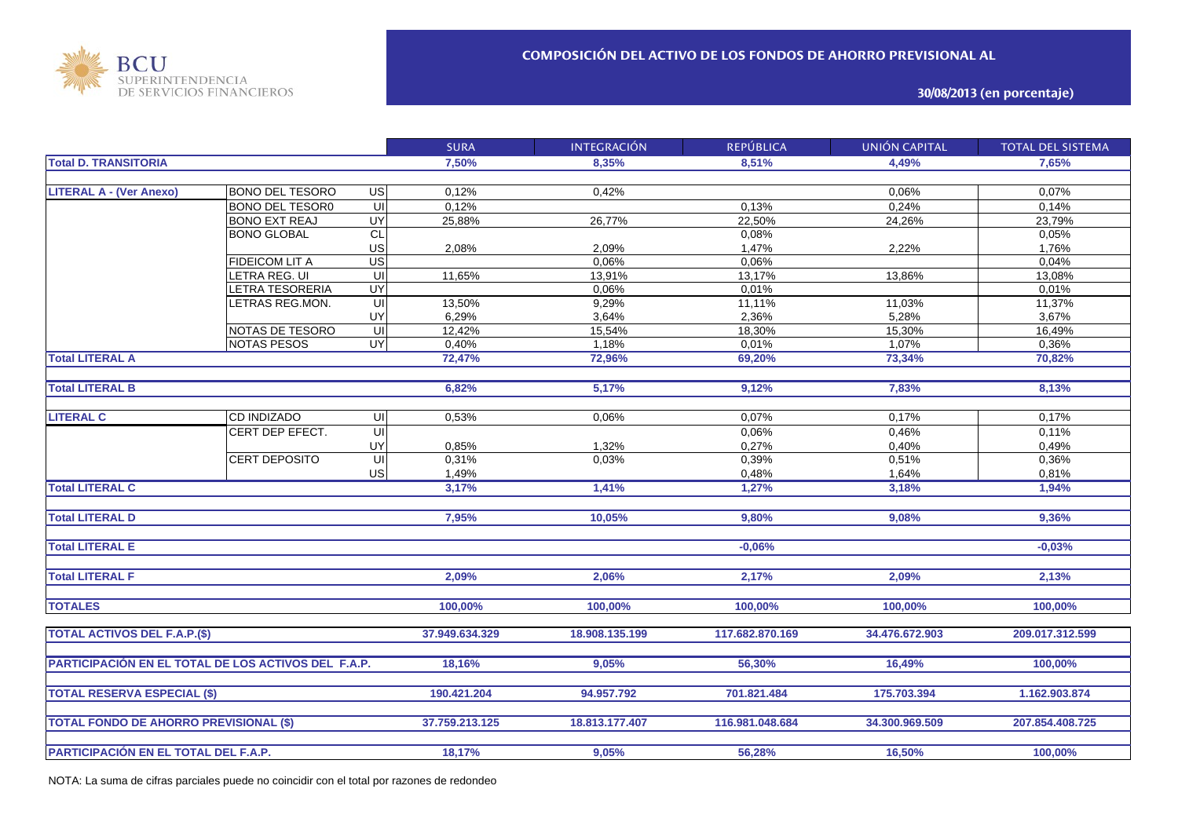BCU SUPERINTENDENCIA DE SERVICIOS FINANCIEROS

## COMPOSICIÓN DEL ACTIVO DE LOS FONDOS DE AHORRO PREVISIONAL AL

**30/08/2013 (en porcentaje)**

| | | | SURA | INTEGRACIÓN | REPÚBLICA | UNIÓN CAPITAL | TOTAL DEL SISTEMA |
|---|---|---|---|---|---|---|---|
| **Total D. TRANSITORIA** | | | **7,50%** | **8,35%** | **8,51%** | **4,49%** | **7,65%** |
| **LITERAL A - (Ver Anexo)** | BONO DEL TESORO | US | 0,12% | 0,42% | | 0,06% | 0,07% |
| | BONO DEL TESOR0 | UI | 0,12% | | 0,13% | 0,24% | 0,14% |
| | BONO EXT REAJ | UY | 25,88% | 26,77% | 22,50% | 24,26% | 23,79% |
| | BONO GLOBAL | CL | | | 0,08% | | 0,05% |
| | | US | 2,08% | 2,09% | 1,47% | 2,22% | 1,76% |
| | FIDEICOM LIT A | US | | 0,06% | 0,06% | | 0,04% |
| | LETRA REG. UI | UI | 11,65% | 13,91% | 13,17% | 13,86% | 13,08% |
| | LETRA TESORERIA | UY | | 0,06% | 0,01% | | 0,01% |
| | LETRAS REG.MON. | UI | 13,50% | 9,29% | 11,11% | 11,03% | 11,37% |
| | | UY | 6,29% | 3,64% | 2,36% | 5,28% | 3,67% |
| | NOTAS DE TESORO | UI | 12,42% | 15,54% | 18,30% | 15,30% | 16,49% |
| | NOTAS PESOS | UY | 0,40% | 1,18% | 0,01% | 1,07% | 0,36% |
| **Total LITERAL A** | | | **72,47%** | **72,96%** | **69,20%** | **73,34%** | **70,82%** |
| **Total LITERAL B** | | | **6,82%** | **5,17%** | **9,12%** | **7,83%** | **8,13%** |
| **LITERAL C** | CD INDIZADO | UI | 0,53% | 0,06% | 0,07% | 0,17% | 0,17% |
| | CERT DEP EFECT. | UI | | | 0,06% | 0,46% | 0,11% |
| | | UY | 0,85% | 1,32% | 0,27% | 0,40% | 0,49% |
| | CERT DEPOSITO | UI | 0,31% | 0,03% | 0,39% | 0,51% | 0,36% |
| | | US | 1,49% | | 0,48% | 1,64% | 0,81% |
| **Total LITERAL C** | | | **3,17%** | **1,41%** | **1,27%** | **3,18%** | **1,94%** |
| **Total LITERAL D** | | | **7,95%** | **10,05%** | **9,80%** | **9,08%** | **9,36%** |
| **Total LITERAL E** | | | | | **-0,06%** | | **-0,03%** |
| **Total LITERAL F** | | | **2,09%** | **2,06%** | **2,17%** | **2,09%** | **2,13%** |
| **TOTALES** | | | **100,00%** | **100,00%** | **100,00%** | **100,00%** | **100,00%** |
| **TOTAL ACTIVOS DEL F.A.P.($)** | | | **37.949.634.329** | **18.908.135.199** | **117.682.870.169** | **34.476.672.903** | **209.017.312.599** |
| **PARTICIPACIÓN EN EL TOTAL DE LOS ACTIVOS DEL F.A.P.** | | | **18,16%** | **9,05%** | **56,30%** | **16,49%** | **100,00%** |
| **TOTAL RESERVA ESPECIAL ($)** | | | **190.421.204** | **94.957.792** | **701.821.484** | **175.703.394** | **1.162.903.874** |
| **TOTAL FONDO DE AHORRO PREVISIONAL ($)** | | | **37.759.213.125** | **18.813.177.407** | **116.981.048.684** | **34.300.969.509** | **207.854.408.725** |
| **PARTICIPACIÓN EN EL TOTAL DEL F.A.P.** | | | **18,17%** | **9,05%** | **56,28%** | **16,50%** | **100,00%** |

NOTA: La suma de cifras parciales puede no coincidir con el total por razones de redondeo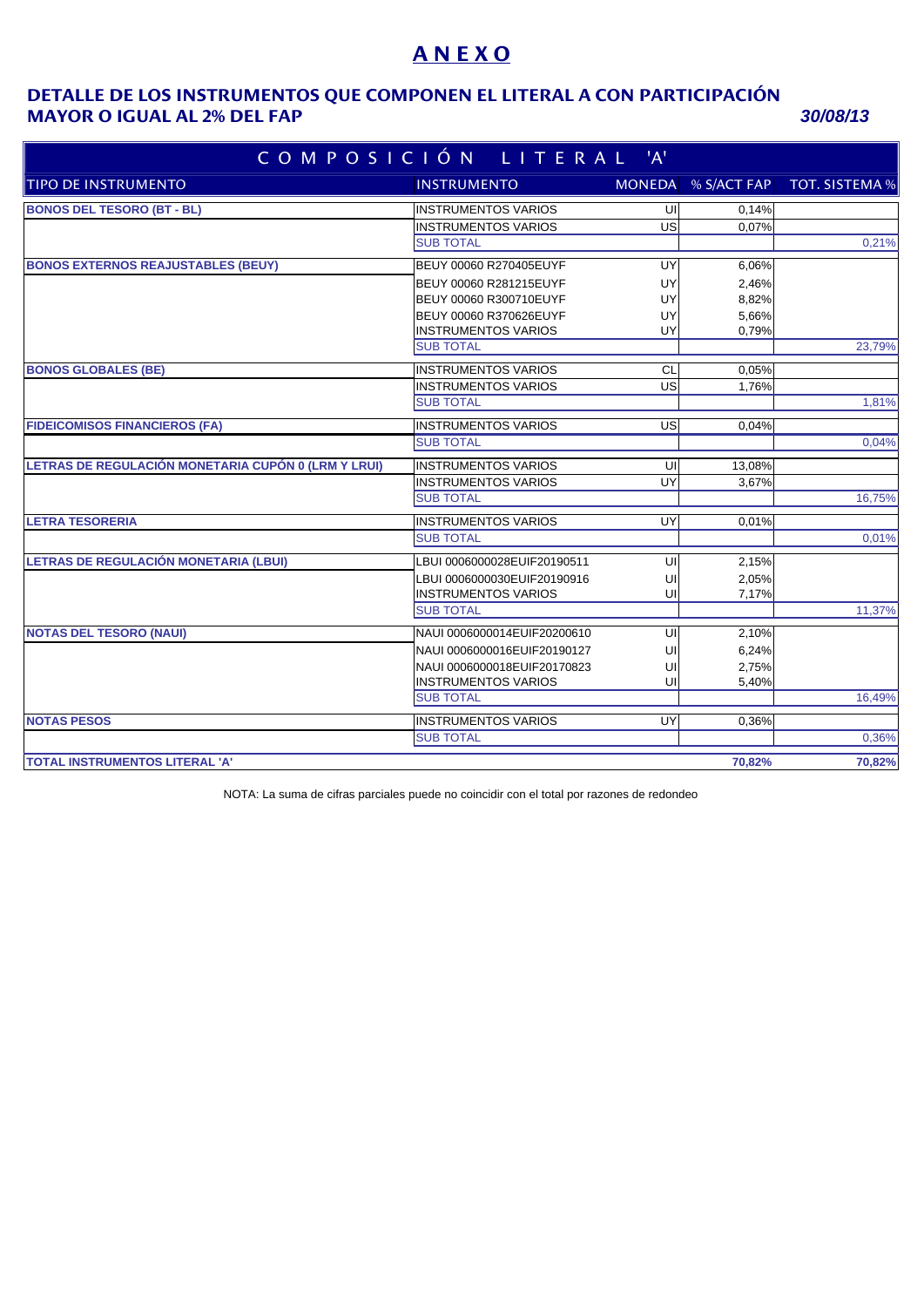# ANEXO

## DETALLE DE LOS INSTRUMENTOS QUE COMPONEN EL LITERAL A CON PARTICIPACIÓN MAYOR O IGUAL AL 2% DEL FAP

*30/08/13*

| COMPOSICIÓN LITERAL 'A' | | | | |
|---|---|---|---|---|
| **TIPO DE INSTRUMENTO** | **INSTRUMENTO** | **MONEDA** | **% S/ACT FAP** | **TOT. SISTEMA %** |
| **BONOS DEL TESORO (BT - BL)** | INSTRUMENTOS VARIOS | UI | 0,14% | |
| | INSTRUMENTOS VARIOS | US | 0,07% | |
| | SUB TOTAL | | | 0,21% |
| **BONOS EXTERNOS REAJUSTABLES (BEUY)** | BEUY 00060 R270405EUYF | UY | 6,06% | |
| | BEUY 00060 R281215EUYF | UY | 2,46% | |
| | BEUY 00060 R300710EUYF | UY | 8,82% | |
| | BEUY 00060 R370626EUYF | UY | 5,66% | |
| | INSTRUMENTOS VARIOS | UY | 0,79% | |
| | SUB TOTAL | | | 23,79% |
| **BONOS GLOBALES (BE)** | INSTRUMENTOS VARIOS | CL | 0,05% | |
| | INSTRUMENTOS VARIOS | US | 1,76% | |
| | SUB TOTAL | | | 1,81% |
| **FIDEICOMISOS FINANCIEROS (FA)** | INSTRUMENTOS VARIOS | US | 0,04% | |
| | SUB TOTAL | | | 0,04% |
| **LETRAS DE REGULACIÓN MONETARIA CUPÓN 0 (LRM Y LRUI)** | INSTRUMENTOS VARIOS | UI | 13,08% | |
| | INSTRUMENTOS VARIOS | UY | 3,67% | |
| | SUB TOTAL | | | 16,75% |
| **LETRA TESORERIA** | INSTRUMENTOS VARIOS | UY | 0,01% | |
| | SUB TOTAL | | | 0,01% |
| **LETRAS DE REGULACIÓN MONETARIA (LBUI)** | LBUI 0006000028EUIF20190511 | UI | 2,15% | |
| | LBUI 0006000030EUIF20190916 | UI | 2,05% | |
| | INSTRUMENTOS VARIOS | UI | 7,17% | |
| | SUB TOTAL | | | 11,37% |
| **NOTAS DEL TESORO (NAUI)** | NAUI 0006000014EUIF20200610 | UI | 2,10% | |
| | NAUI 0006000016EUIF20190127 | UI | 6,24% | |
| | NAUI 0006000018EUIF20170823 | UI | 2,75% | |
| | INSTRUMENTOS VARIOS | UI | 5,40% | |
| | SUB TOTAL | | | 16,49% |
| **NOTAS PESOS** | INSTRUMENTOS VARIOS | UY | 0,36% | |
| | SUB TOTAL | | | 0,36% |
| **TOTAL INSTRUMENTOS LITERAL 'A'** | | | **70,82%** | **70,82%** |

NOTA: La suma de cifras parciales puede no coincidir con el total por razones de redondeo